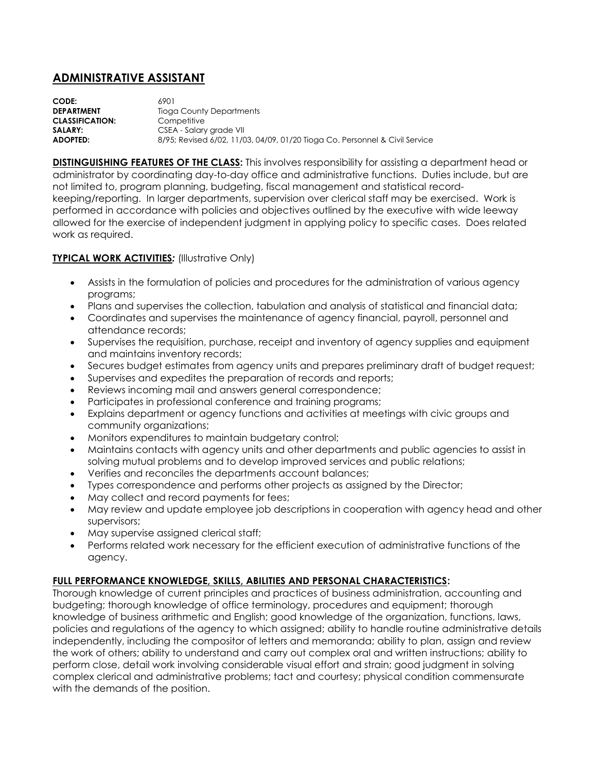# ADMINISTRATIVE ASSISTANT

**CODE:** 6901
**DEPARTMENT** Tioga County Departments
**CLASSIFICATION:** Competitive
**SALARY:** CSEA - Salary grade VII
**ADOPTED:** 8/95; Revised 6/02, 11/03, 04/09, 01/20 Tioga Co. Personnel & Civil Service

**DISTINGUISHING FEATURES OF THE CLASS:** This involves responsibility for assisting a department head or administrator by coordinating day-to-day office and administrative functions. Duties include, but are not limited to, program planning, budgeting, fiscal management and statistical record-keeping/reporting. In larger departments, supervision over clerical staff may be exercised. Work is performed in accordance with policies and objectives outlined by the executive with wide leeway allowed for the exercise of independent judgment in applying policy to specific cases. Does related work as required.

**TYPICAL WORK ACTIVITIES*:*** (Illustrative Only)

- Assists in the formulation of policies and procedures for the administration of various agency programs;
- Plans and supervises the collection, tabulation and analysis of statistical and financial data;
- Coordinates and supervises the maintenance of agency financial, payroll, personnel and attendance records;
- Supervises the requisition, purchase, receipt and inventory of agency supplies and equipment and maintains inventory records;
- Secures budget estimates from agency units and prepares preliminary draft of budget request;
- Supervises and expedites the preparation of records and reports;
- Reviews incoming mail and answers general correspondence;
- Participates in professional conference and training programs;
- Explains department or agency functions and activities at meetings with civic groups and community organizations;
- Monitors expenditures to maintain budgetary control;
- Maintains contacts with agency units and other departments and public agencies to assist in solving mutual problems and to develop improved services and public relations;
- Verifies and reconciles the departments account balances;
- Types correspondence and performs other projects as assigned by the Director;
- May collect and record payments for fees;
- May review and update employee job descriptions in cooperation with agency head and other supervisors;
- May supervise assigned clerical staff;
- Performs related work necessary for the efficient execution of administrative functions of the agency.

**FULL PERFORMANCE KNOWLEDGE, SKILLS, ABILITIES AND PERSONAL CHARACTERISTICS:**
Thorough knowledge of current principles and practices of business administration, accounting and budgeting; thorough knowledge of office terminology, procedures and equipment; thorough knowledge of business arithmetic and English; good knowledge of the organization, functions, laws, policies and regulations of the agency to which assigned; ability to handle routine administrative details independently, including the compositor of letters and memoranda; ability to plan, assign and review the work of others; ability to understand and carry out complex oral and written instructions; ability to perform close, detail work involving considerable visual effort and strain; good judgment in solving complex clerical and administrative problems; tact and courtesy; physical condition commensurate with the demands of the position.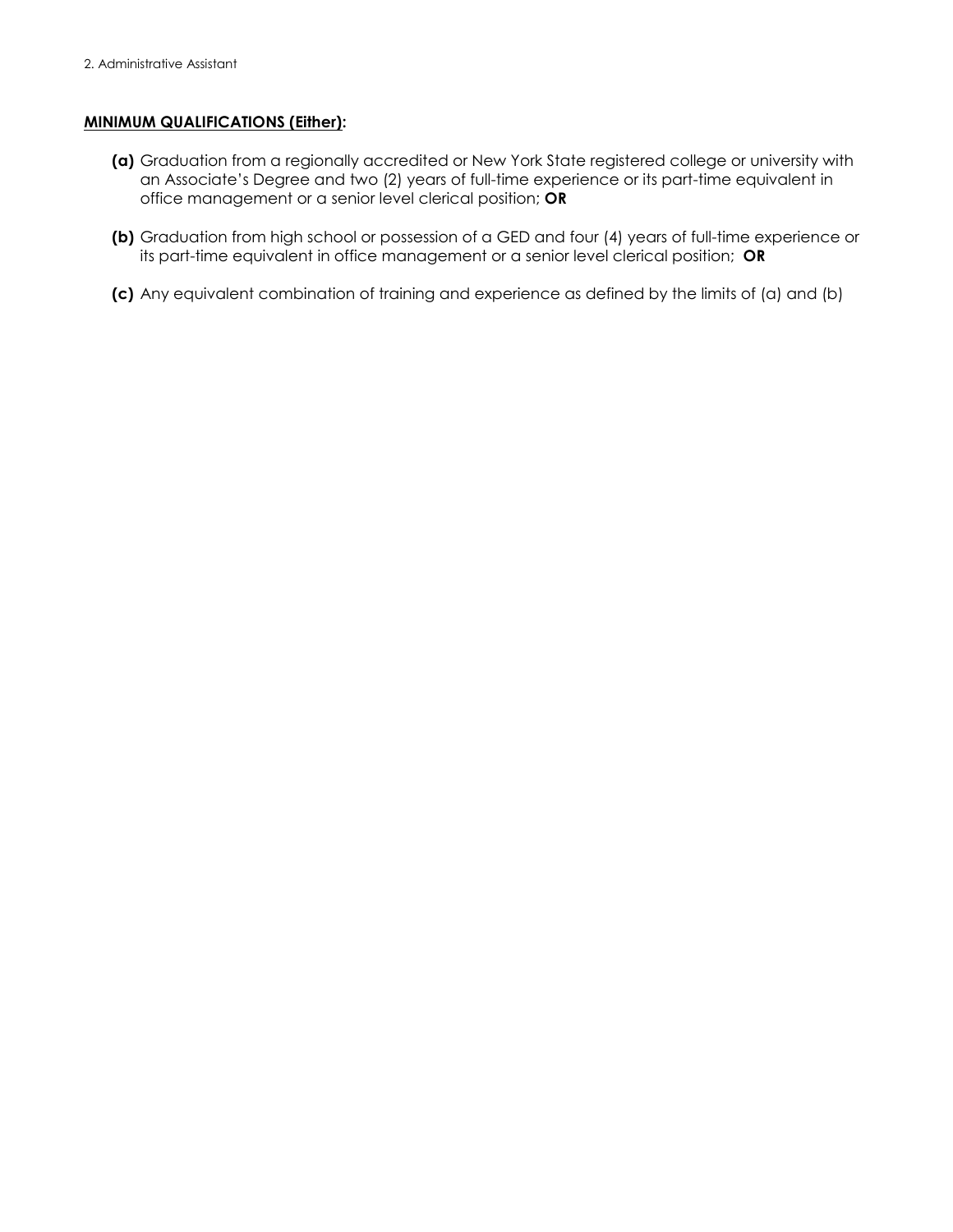**MINIMUM QUALIFICATIONS (Either):**

- **(a)** Graduation from a regionally accredited or New York State registered college or university with an Associate's Degree and two (2) years of full-time experience or its part-time equivalent in office management or a senior level clerical position; **OR**

- **(b)** Graduation from high school or possession of a GED and four (4) years of full-time experience or its part-time equivalent in office management or a senior level clerical position; **OR**

- **(c)** Any equivalent combination of training and experience as defined by the limits of (a) and (b)